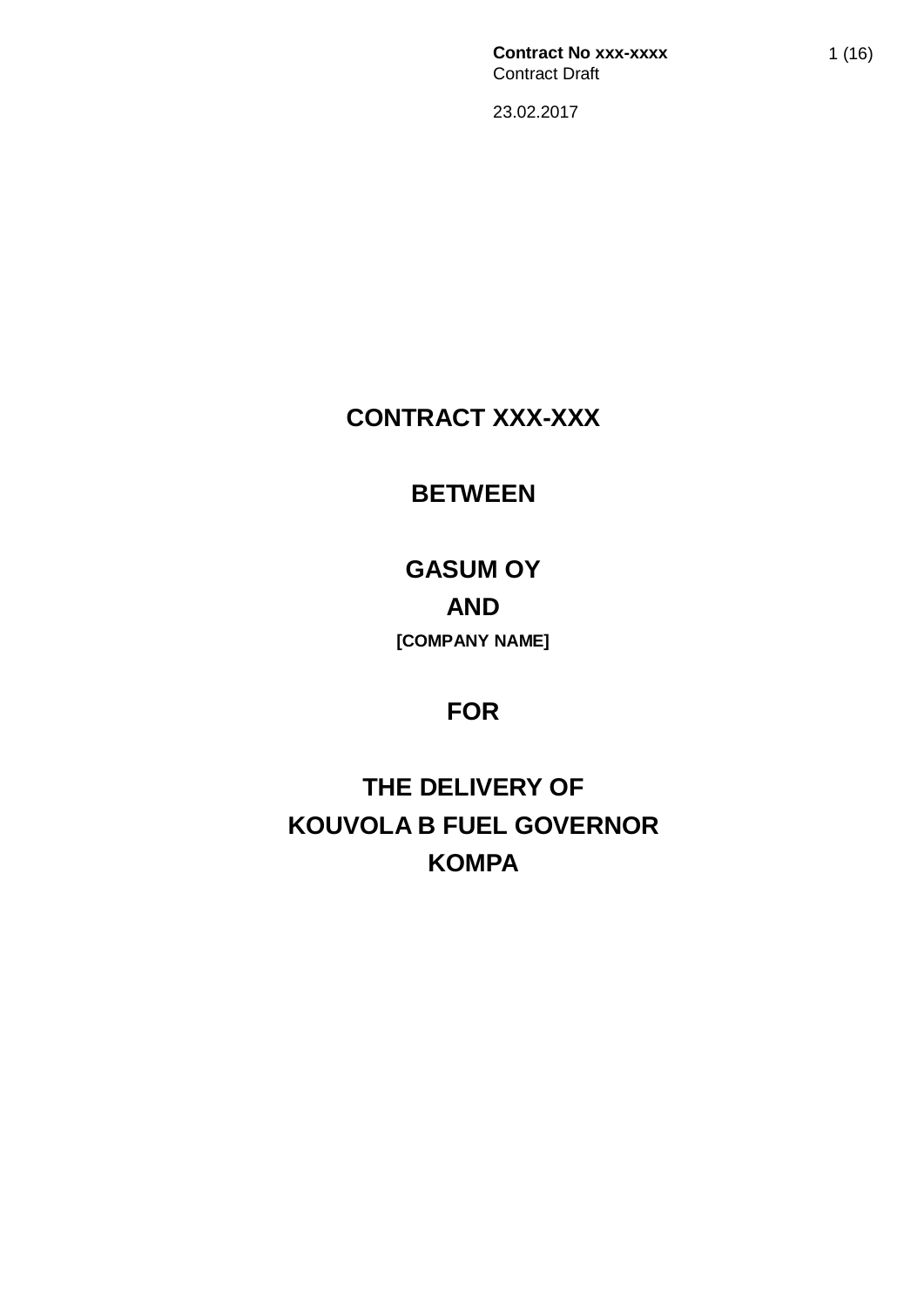**Contract No xxx-xxxx**
Contract Draft

23.02.2017

# CONTRACT XXX-XXX

## BETWEEN

## GASUM OY

## AND

**[COMPANY NAME]**

## FOR

# THE DELIVERY OF KOUVOLA B FUEL GOVERNOR KOMPA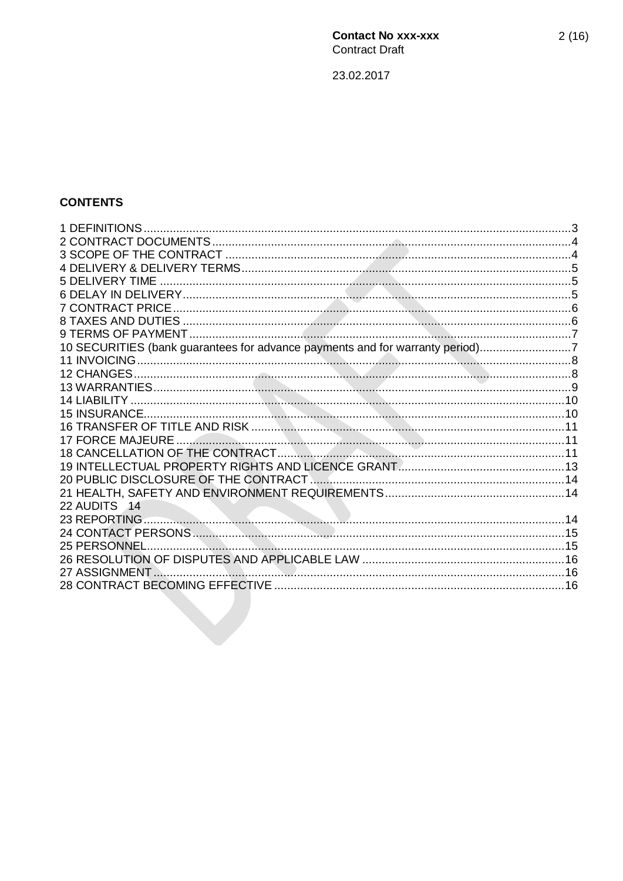## CONTENTS

1 DEFINITIONS....3
2 CONTRACT DOCUMENTS....4
3 SCOPE OF THE CONTRACT....4
4 DELIVERY & DELIVERY TERMS....5
5 DELIVERY TIME....5
6 DELAY IN DELIVERY....5
7 CONTRACT PRICE....6
8 TAXES AND DUTIES....6
9 TERMS OF PAYMENT....7
10 SECURITIES (bank guarantees for advance payments and for warranty period)....7
11 INVOICING....8
12 CHANGES....8
13 WARRANTIES....9
14 LIABILITY....10
15 INSURANCE....10
16 TRANSFER OF TITLE AND RISK....11
17 FORCE MAJEURE....11
18 CANCELLATION OF THE CONTRACT....11
19 INTELLECTUAL PROPERTY RIGHTS AND LICENCE GRANT....13
20 PUBLIC DISCLOSURE OF THE CONTRACT....14
21 HEALTH, SAFETY AND ENVIRONMENT REQUIREMENTS....14
22 AUDITS 14
23 REPORTING....14
24 CONTACT PERSONS....15
25 PERSONNEL....15
26 RESOLUTION OF DISPUTES AND APPLICABLE LAW....16
27 ASSIGNMENT....16
28 CONTRACT BECOMING EFFECTIVE....16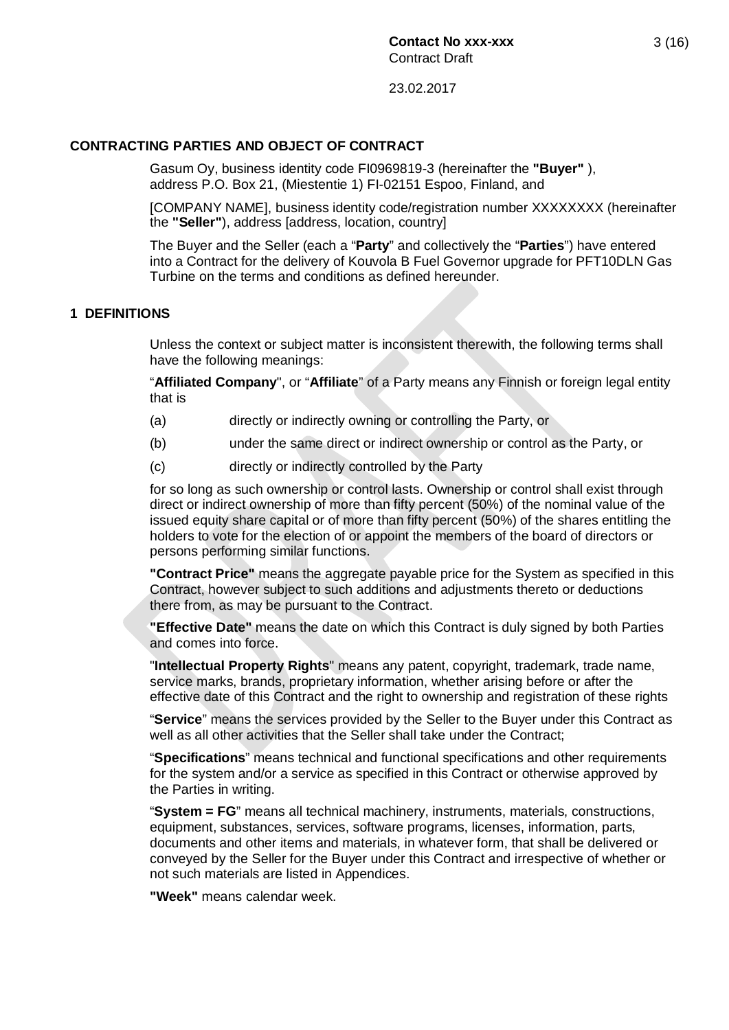## CONTRACTING PARTIES AND OBJECT OF CONTRACT

Gasum Oy, business identity code FI0969819-3 (hereinafter the **"Buyer"** ), address P.O. Box 21, (Miestentie 1) FI-02151 Espoo, Finland, and

[COMPANY NAME], business identity code/registration number XXXXXXXX (hereinafter the **"Seller"**), address [address, location, country]

The Buyer and the Seller (each a "**Party**" and collectively the "**Parties**") have entered into a Contract for the delivery of Kouvola B Fuel Governor upgrade for PFT10DLN Gas Turbine on the terms and conditions as defined hereunder.

## 1 DEFINITIONS

Unless the context or subject matter is inconsistent therewith, the following terms shall have the following meanings:

"**Affiliated Company**", or "**Affiliate**" of a Party means any Finnish or foreign legal entity that is

(a) directly or indirectly owning or controlling the Party, or

(b) under the same direct or indirect ownership or control as the Party, or

(c) directly or indirectly controlled by the Party

for so long as such ownership or control lasts. Ownership or control shall exist through direct or indirect ownership of more than fifty percent (50%) of the nominal value of the issued equity share capital or of more than fifty percent (50%) of the shares entitling the holders to vote for the election of or appoint the members of the board of directors or persons performing similar functions.

**"Contract Price"** means the aggregate payable price for the System as specified in this Contract, however subject to such additions and adjustments thereto or deductions there from, as may be pursuant to the Contract.

**"Effective Date"** means the date on which this Contract is duly signed by both Parties and comes into force.

"**Intellectual Property Rights**" means any patent, copyright, trademark, trade name, service marks, brands, proprietary information, whether arising before or after the effective date of this Contract and the right to ownership and registration of these rights

"**Service**" means the services provided by the Seller to the Buyer under this Contract as well as all other activities that the Seller shall take under the Contract;

"**Specifications**" means technical and functional specifications and other requirements for the system and/or a service as specified in this Contract or otherwise approved by the Parties in writing.

"**System = FG**" means all technical machinery, instruments, materials, constructions, equipment, substances, services, software programs, licenses, information, parts, documents and other items and materials, in whatever form, that shall be delivered or conveyed by the Seller for the Buyer under this Contract and irrespective of whether or not such materials are listed in Appendices.

**"Week"** means calendar week.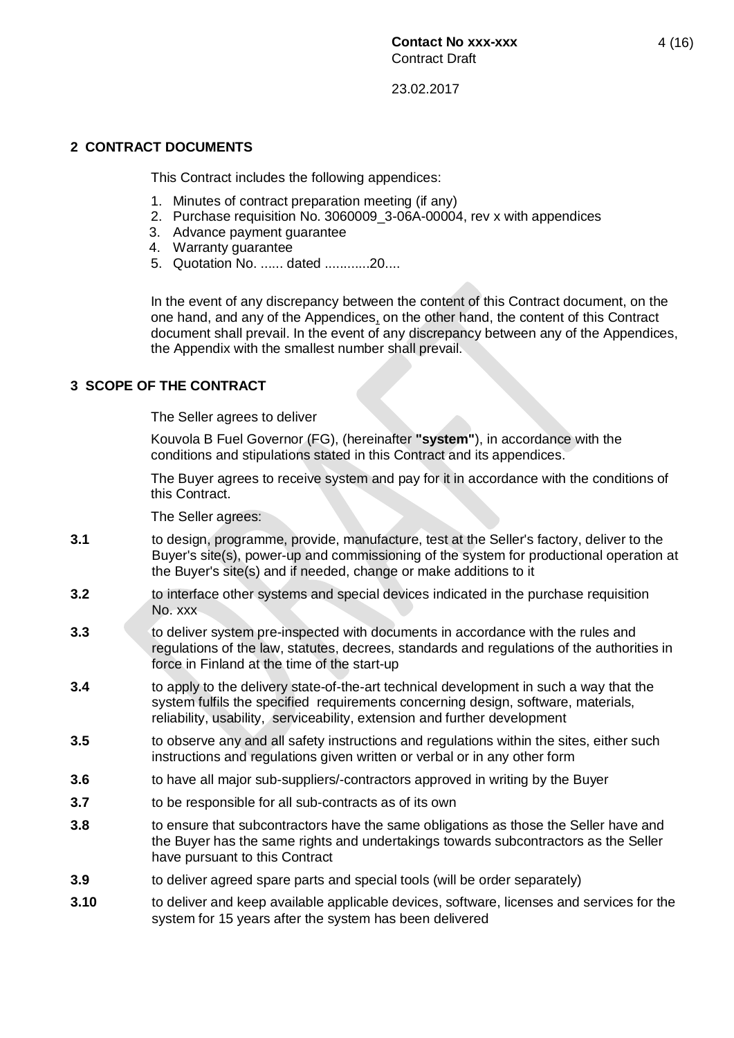## 2 CONTRACT DOCUMENTS

This Contract includes the following appendices:

1. Minutes of contract preparation meeting (if any)
2. Purchase requisition No. 3060009_3-06A-00004, rev x with appendices
3. Advance payment guarantee
4. Warranty guarantee
5. Quotation No. ...... dated ............20....

In the event of any discrepancy between the content of this Contract document, on the one hand, and any of the Appendices, on the other hand, the content of this Contract document shall prevail. In the event of any discrepancy between any of the Appendices, the Appendix with the smallest number shall prevail.

## 3 SCOPE OF THE CONTRACT

The Seller agrees to deliver

Kouvola B Fuel Governor (FG), (hereinafter **"system"**), in accordance with the conditions and stipulations stated in this Contract and its appendices.

The Buyer agrees to receive system and pay for it in accordance with the conditions of this Contract.

The Seller agrees:

**3.1** to design, programme, provide, manufacture, test at the Seller's factory, deliver to the Buyer's site(s), power-up and commissioning of the system for productional operation at the Buyer's site(s) and if needed, change or make additions to it

**3.2** to interface other systems and special devices indicated in the purchase requisition No. xxx

**3.3** to deliver system pre-inspected with documents in accordance with the rules and regulations of the law, statutes, decrees, standards and regulations of the authorities in force in Finland at the time of the start-up

**3.4** to apply to the delivery state-of-the-art technical development in such a way that the system fulfils the specified requirements concerning design, software, materials, reliability, usability, serviceability, extension and further development

**3.5** to observe any and all safety instructions and regulations within the sites, either such instructions and regulations given written or verbal or in any other form

**3.6** to have all major sub-suppliers/-contractors approved in writing by the Buyer

**3.7** to be responsible for all sub-contracts as of its own

**3.8** to ensure that subcontractors have the same obligations as those the Seller have and the Buyer has the same rights and undertakings towards subcontractors as the Seller have pursuant to this Contract

**3.9** to deliver agreed spare parts and special tools (will be order separately)

**3.10** to deliver and keep available applicable devices, software, licenses and services for the system for 15 years after the system has been delivered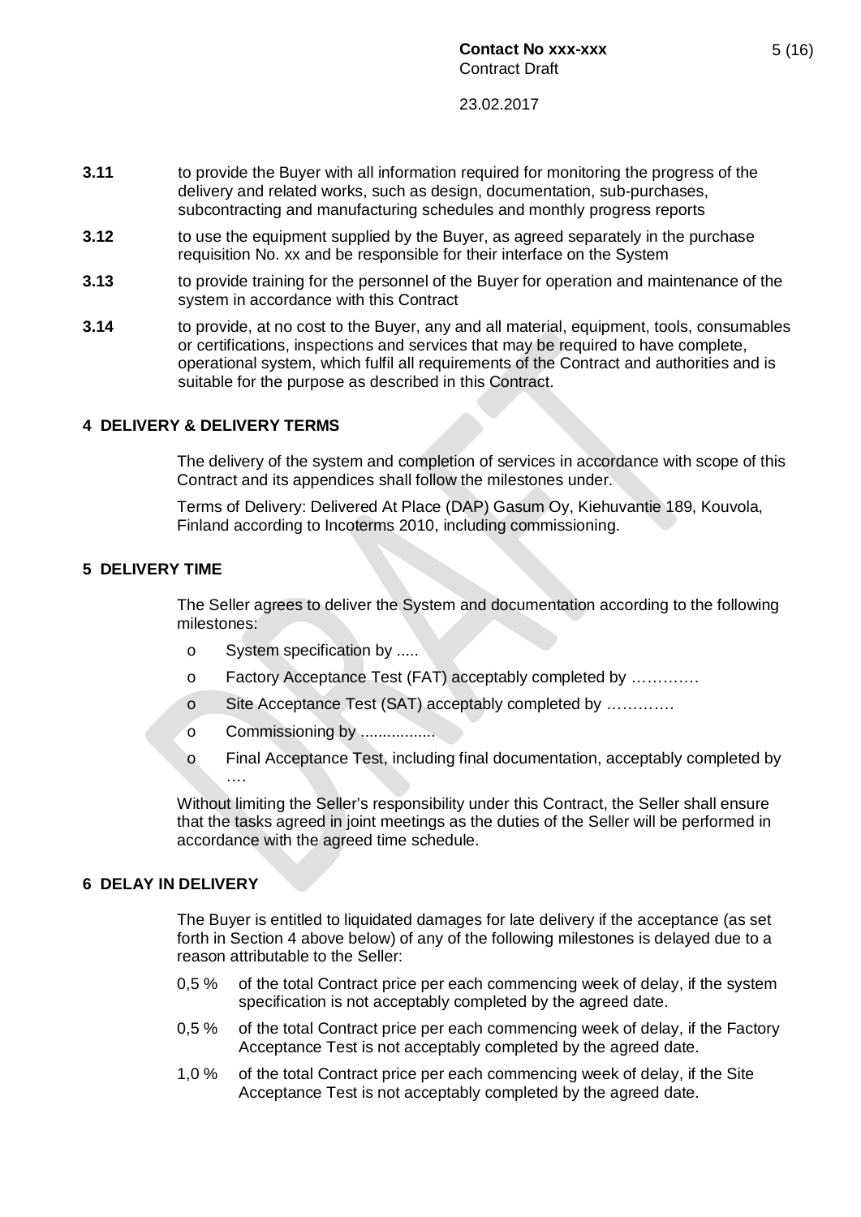**3.11** to provide the Buyer with all information required for monitoring the progress of the delivery and related works, such as design, documentation, sub-purchases, subcontracting and manufacturing schedules and monthly progress reports

**3.12** to use the equipment supplied by the Buyer, as agreed separately in the purchase requisition No. xx and be responsible for their interface on the System

**3.13** to provide training for the personnel of the Buyer for operation and maintenance of the system in accordance with this Contract

**3.14** to provide, at no cost to the Buyer, any and all material, equipment, tools, consumables or certifications, inspections and services that may be required to have complete, operational system, which fulfil all requirements of the Contract and authorities and is suitable for the purpose as described in this Contract.

## 4 DELIVERY & DELIVERY TERMS

The delivery of the system and completion of services in accordance with scope of this Contract and its appendices shall follow the milestones under.

Terms of Delivery: Delivered At Place (DAP) Gasum Oy, Kiehuvantie 189, Kouvola, Finland according to Incoterms 2010, including commissioning.

## 5 DELIVERY TIME

The Seller agrees to deliver the System and documentation according to the following milestones:

- System specification by .....
- Factory Acceptance Test (FAT) acceptably completed by ………….
- Site Acceptance Test (SAT) acceptably completed by ………….
- Commissioning by ................
- Final Acceptance Test, including final documentation, acceptably completed by ….

Without limiting the Seller's responsibility under this Contract, the Seller shall ensure that the tasks agreed in joint meetings as the duties of the Seller will be performed in accordance with the agreed time schedule.

## 6 DELAY IN DELIVERY

The Buyer is entitled to liquidated damages for late delivery if the acceptance (as set forth in Section 4 above below) of any of the following milestones is delayed due to a reason attributable to the Seller:

0,5 % of the total Contract price per each commencing week of delay, if the system specification is not acceptably completed by the agreed date.

0,5 % of the total Contract price per each commencing week of delay, if the Factory Acceptance Test is not acceptably completed by the agreed date.

1,0 % of the total Contract price per each commencing week of delay, if the Site Acceptance Test is not acceptably completed by the agreed date.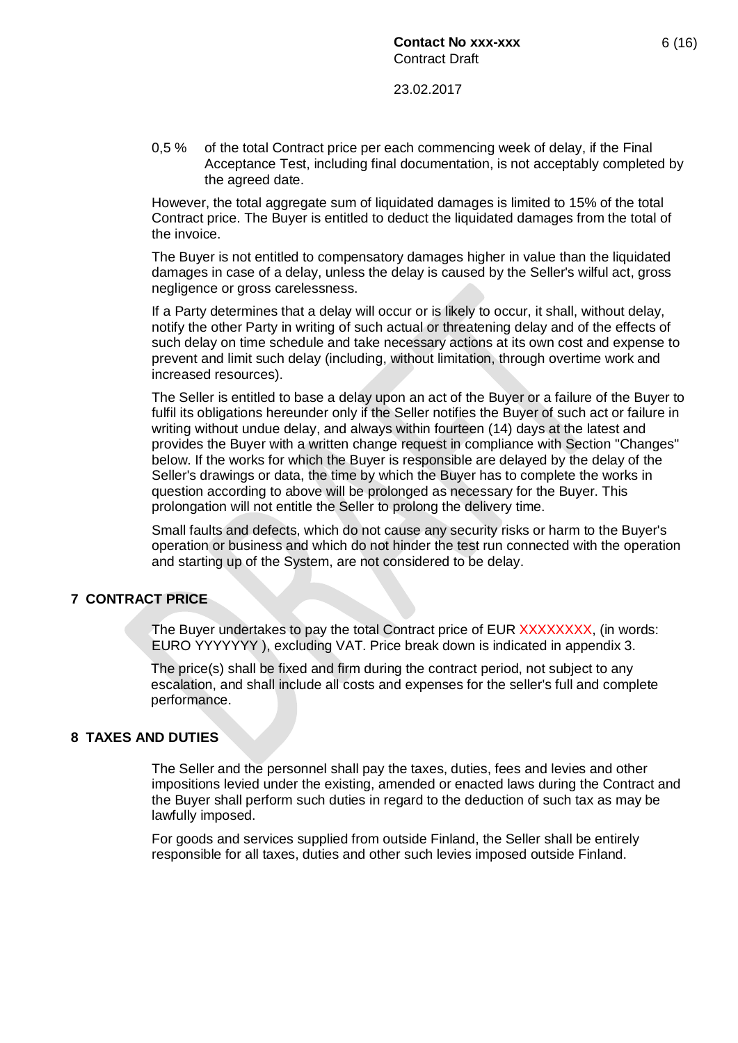0,5 % of the total Contract price per each commencing week of delay, if the Final Acceptance Test, including final documentation, is not acceptably completed by the agreed date.

However, the total aggregate sum of liquidated damages is limited to 15% of the total Contract price. The Buyer is entitled to deduct the liquidated damages from the total of the invoice.

The Buyer is not entitled to compensatory damages higher in value than the liquidated damages in case of a delay, unless the delay is caused by the Seller's wilful act, gross negligence or gross carelessness.

If a Party determines that a delay will occur or is likely to occur, it shall, without delay, notify the other Party in writing of such actual or threatening delay and of the effects of such delay on time schedule and take necessary actions at its own cost and expense to prevent and limit such delay (including, without limitation, through overtime work and increased resources).

The Seller is entitled to base a delay upon an act of the Buyer or a failure of the Buyer to fulfil its obligations hereunder only if the Seller notifies the Buyer of such act or failure in writing without undue delay, and always within fourteen (14) days at the latest and provides the Buyer with a written change request in compliance with Section "Changes" below. If the works for which the Buyer is responsible are delayed by the delay of the Seller's drawings or data, the time by which the Buyer has to complete the works in question according to above will be prolonged as necessary for the Buyer. This prolongation will not entitle the Seller to prolong the delivery time.

Small faults and defects, which do not cause any security risks or harm to the Buyer's operation or business and which do not hinder the test run connected with the operation and starting up of the System, are not considered to be delay.

## 7 CONTRACT PRICE

The Buyer undertakes to pay the total Contract price of EUR XXXXXXXX, (in words: EURO YYYYYYY ), excluding VAT. Price break down is indicated in appendix 3.

The price(s) shall be fixed and firm during the contract period, not subject to any escalation, and shall include all costs and expenses for the seller's full and complete performance.

## 8 TAXES AND DUTIES

The Seller and the personnel shall pay the taxes, duties, fees and levies and other impositions levied under the existing, amended or enacted laws during the Contract and the Buyer shall perform such duties in regard to the deduction of such tax as may be lawfully imposed.

For goods and services supplied from outside Finland, the Seller shall be entirely responsible for all taxes, duties and other such levies imposed outside Finland.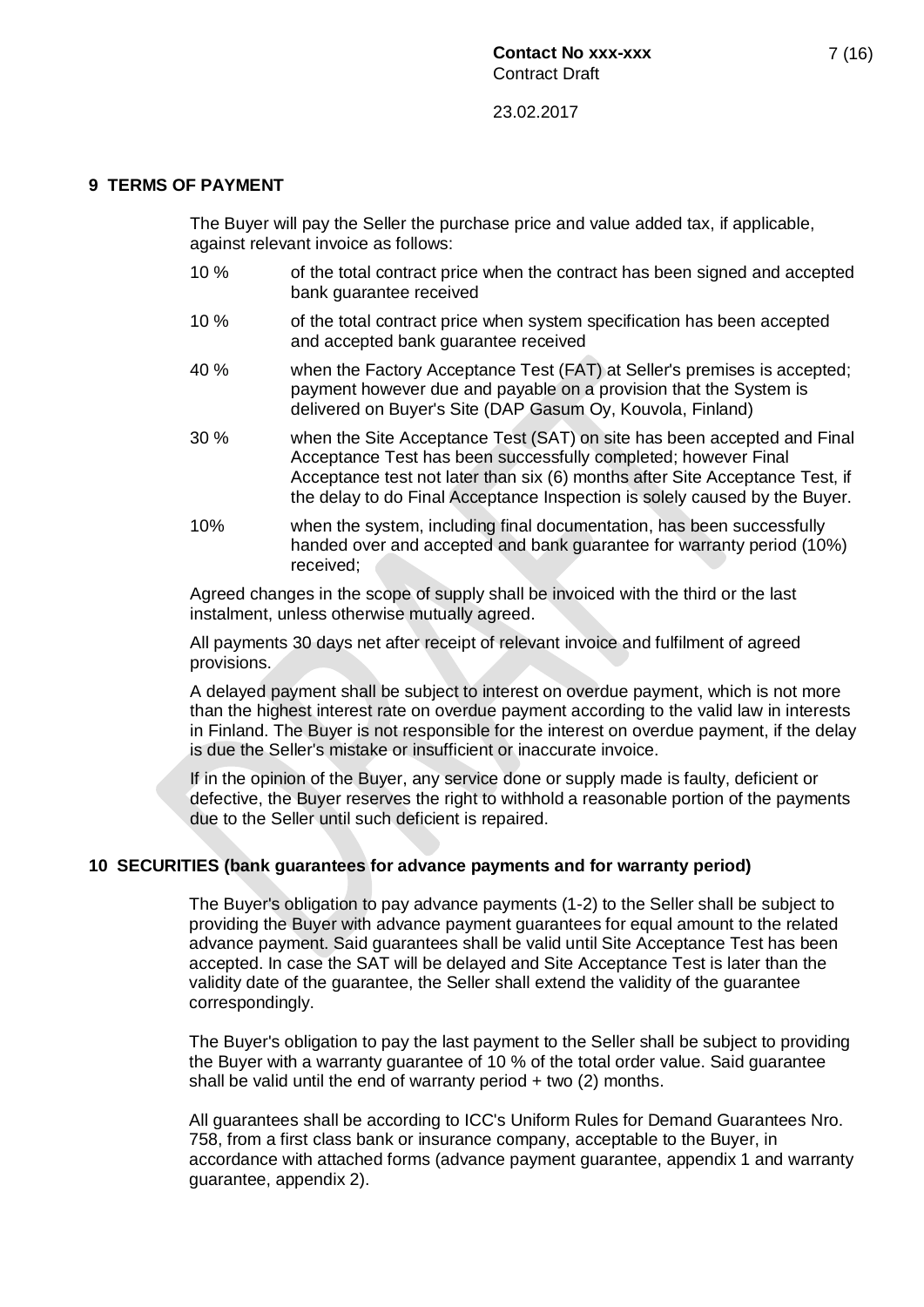## 9 TERMS OF PAYMENT

The Buyer will pay the Seller the purchase price and value added tax, if applicable, against relevant invoice as follows:

| | |
|---|---|
| 10 % | of the total contract price when the contract has been signed and accepted bank guarantee received |
| 10 % | of the total contract price when system specification has been accepted and accepted bank guarantee received |
| 40 % | when the Factory Acceptance Test (FAT) at Seller's premises is accepted; payment however due and payable on a provision that the System is delivered on Buyer's Site (DAP Gasum Oy, Kouvola, Finland) |
| 30 % | when the Site Acceptance Test (SAT) on site has been accepted and Final Acceptance Test has been successfully completed; however Final Acceptance test not later than six (6) months after Site Acceptance Test, if the delay to do Final Acceptance Inspection is solely caused by the Buyer. |
| 10% | when the system, including final documentation, has been successfully handed over and accepted and bank guarantee for warranty period (10%) received; |

Agreed changes in the scope of supply shall be invoiced with the third or the last instalment, unless otherwise mutually agreed.

All payments 30 days net after receipt of relevant invoice and fulfilment of agreed provisions.

A delayed payment shall be subject to interest on overdue payment, which is not more than the highest interest rate on overdue payment according to the valid law in interests in Finland. The Buyer is not responsible for the interest on overdue payment, if the delay is due the Seller's mistake or insufficient or inaccurate invoice.

If in the opinion of the Buyer, any service done or supply made is faulty, deficient or defective, the Buyer reserves the right to withhold a reasonable portion of the payments due to the Seller until such deficient is repaired.

## 10 SECURITIES (bank guarantees for advance payments and for warranty period)

The Buyer's obligation to pay advance payments (1-2) to the Seller shall be subject to providing the Buyer with advance payment guarantees for equal amount to the related advance payment. Said guarantees shall be valid until Site Acceptance Test has been accepted. In case the SAT will be delayed and Site Acceptance Test is later than the validity date of the guarantee, the Seller shall extend the validity of the guarantee correspondingly.

The Buyer's obligation to pay the last payment to the Seller shall be subject to providing the Buyer with a warranty guarantee of 10 % of the total order value. Said guarantee shall be valid until the end of warranty period + two (2) months.

All guarantees shall be according to ICC's Uniform Rules for Demand Guarantees Nro. 758, from a first class bank or insurance company, acceptable to the Buyer, in accordance with attached forms (advance payment guarantee, appendix 1 and warranty guarantee, appendix 2).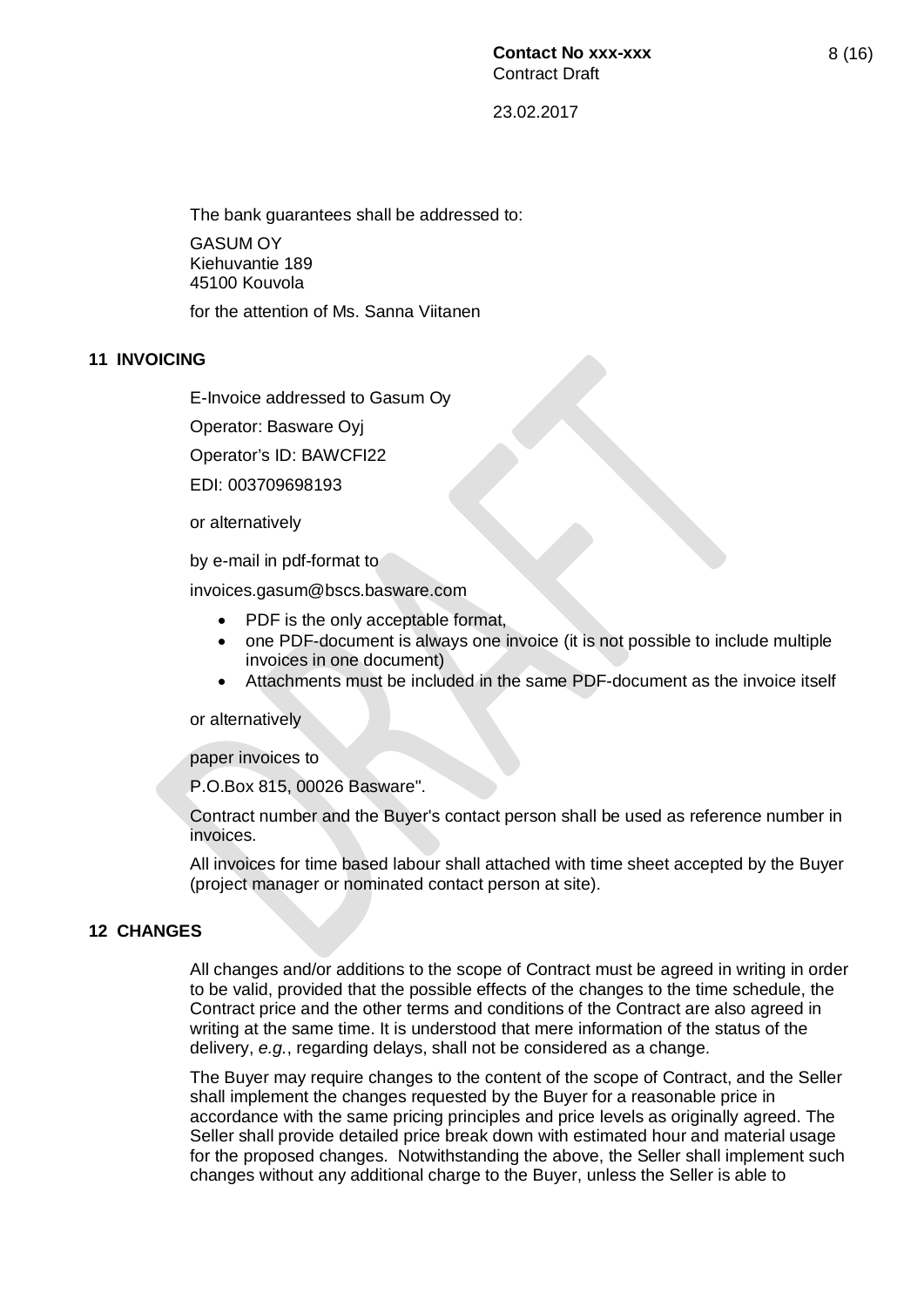The bank guarantees shall be addressed to:

GASUM OY
Kiehuvantie 189
45100 Kouvola

for the attention of Ms. Sanna Viitanen

## 11 INVOICING

E-Invoice addressed to Gasum Oy

Operator: Basware Oyj

Operator's ID: BAWCFI22

EDI: 003709698193

or alternatively

by e-mail in pdf-format to

invoices.gasum@bscs.basware.com

- PDF is the only acceptable format,
- one PDF-document is always one invoice (it is not possible to include multiple invoices in one document)
- Attachments must be included in the same PDF-document as the invoice itself

or alternatively

paper invoices to

P.O.Box 815, 00026 Basware".

Contract number and the Buyer's contact person shall be used as reference number in invoices.

All invoices for time based labour shall attached with time sheet accepted by the Buyer (project manager or nominated contact person at site).

## 12 CHANGES

All changes and/or additions to the scope of Contract must be agreed in writing in order to be valid, provided that the possible effects of the changes to the time schedule, the Contract price and the other terms and conditions of the Contract are also agreed in writing at the same time. It is understood that mere information of the status of the delivery, *e.g.*, regarding delays, shall not be considered as a change.

The Buyer may require changes to the content of the scope of Contract, and the Seller shall implement the changes requested by the Buyer for a reasonable price in accordance with the same pricing principles and price levels as originally agreed. The Seller shall provide detailed price break down with estimated hour and material usage for the proposed changes. Notwithstanding the above, the Seller shall implement such changes without any additional charge to the Buyer, unless the Seller is able to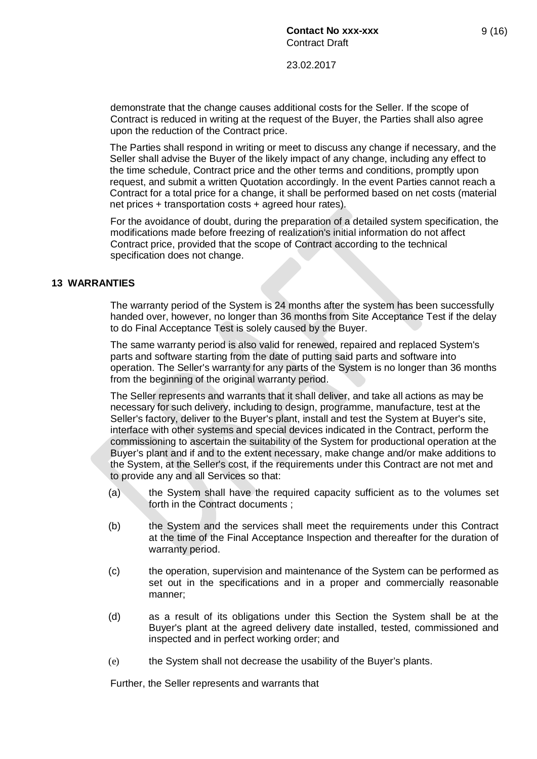demonstrate that the change causes additional costs for the Seller. If the scope of Contract is reduced in writing at the request of the Buyer, the Parties shall also agree upon the reduction of the Contract price.

The Parties shall respond in writing or meet to discuss any change if necessary, and the Seller shall advise the Buyer of the likely impact of any change, including any effect to the time schedule, Contract price and the other terms and conditions, promptly upon request, and submit a written Quotation accordingly. In the event Parties cannot reach a Contract for a total price for a change, it shall be performed based on net costs (material net prices + transportation costs + agreed hour rates).

For the avoidance of doubt, during the preparation of a detailed system specification, the modifications made before freezing of realization's initial information do not affect Contract price, provided that the scope of Contract according to the technical specification does not change.

## 13 WARRANTIES

The warranty period of the System is 24 months after the system has been successfully handed over, however, no longer than 36 months from Site Acceptance Test if the delay to do Final Acceptance Test is solely caused by the Buyer.

The same warranty period is also valid for renewed, repaired and replaced System's parts and software starting from the date of putting said parts and software into operation. The Seller's warranty for any parts of the System is no longer than 36 months from the beginning of the original warranty period.

The Seller represents and warrants that it shall deliver, and take all actions as may be necessary for such delivery, including to design, programme, manufacture, test at the Seller's factory, deliver to the Buyer's plant, install and test the System at Buyer's site, interface with other systems and special devices indicated in the Contract, perform the commissioning to ascertain the suitability of the System for productional operation at the Buyer's plant and if and to the extent necessary, make change and/or make additions to the System, at the Seller's cost, if the requirements under this Contract are not met and to provide any and all Services so that:

(a) the System shall have the required capacity sufficient as to the volumes set forth in the Contract documents ;

(b) the System and the services shall meet the requirements under this Contract at the time of the Final Acceptance Inspection and thereafter for the duration of warranty period.

(c) the operation, supervision and maintenance of the System can be performed as set out in the specifications and in a proper and commercially reasonable manner;

(d) as a result of its obligations under this Section the System shall be at the Buyer's plant at the agreed delivery date installed, tested, commissioned and inspected and in perfect working order; and

(e) the System shall not decrease the usability of the Buyer's plants.

Further, the Seller represents and warrants that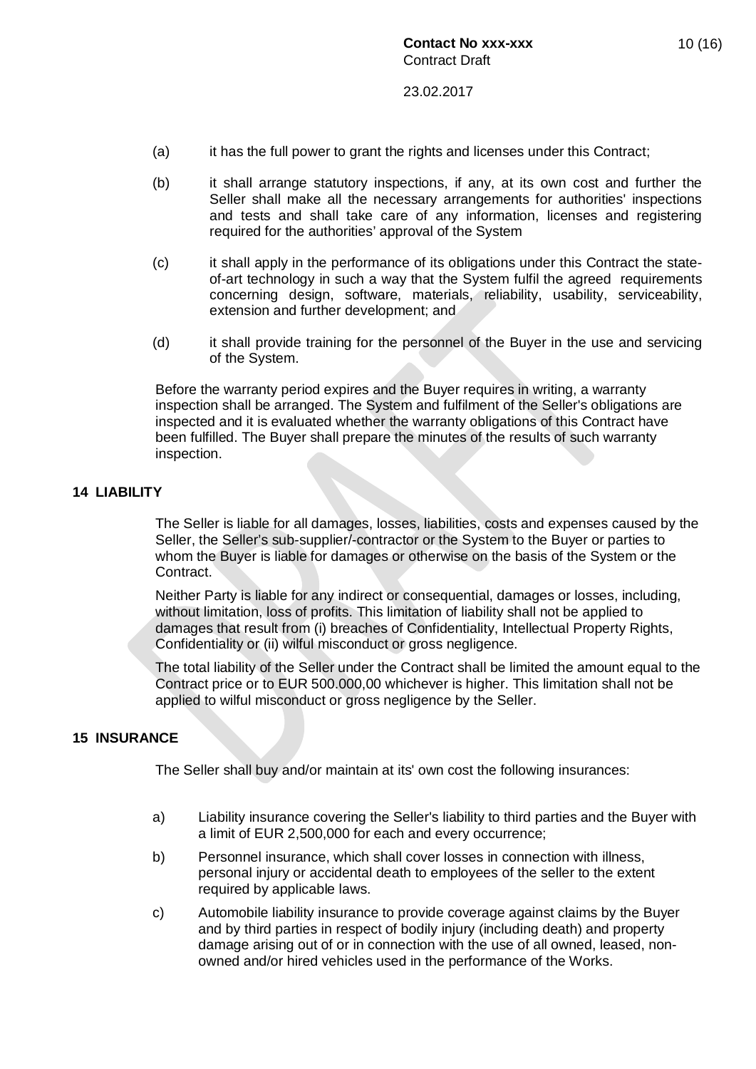(a) it has the full power to grant the rights and licenses under this Contract;

(b) it shall arrange statutory inspections, if any, at its own cost and further the Seller shall make all the necessary arrangements for authorities' inspections and tests and shall take care of any information, licenses and registering required for the authorities' approval of the System

(c) it shall apply in the performance of its obligations under this Contract the state-of-art technology in such a way that the System fulfil the agreed requirements concerning design, software, materials, reliability, usability, serviceability, extension and further development; and

(d) it shall provide training for the personnel of the Buyer in the use and servicing of the System.

Before the warranty period expires and the Buyer requires in writing, a warranty inspection shall be arranged. The System and fulfilment of the Seller's obligations are inspected and it is evaluated whether the warranty obligations of this Contract have been fulfilled. The Buyer shall prepare the minutes of the results of such warranty inspection.

## 14 LIABILITY

The Seller is liable for all damages, losses, liabilities, costs and expenses caused by the Seller, the Seller's sub-supplier/-contractor or the System to the Buyer or parties to whom the Buyer is liable for damages or otherwise on the basis of the System or the Contract.

Neither Party is liable for any indirect or consequential, damages or losses, including, without limitation, loss of profits. This limitation of liability shall not be applied to damages that result from (i) breaches of Confidentiality, Intellectual Property Rights, Confidentiality or (ii) wilful misconduct or gross negligence.

The total liability of the Seller under the Contract shall be limited the amount equal to the Contract price or to EUR 500.000,00 whichever is higher. This limitation shall not be applied to wilful misconduct or gross negligence by the Seller.

## 15 INSURANCE

The Seller shall buy and/or maintain at its' own cost the following insurances:

a) Liability insurance covering the Seller's liability to third parties and the Buyer with a limit of EUR 2,500,000 for each and every occurrence;

b) Personnel insurance, which shall cover losses in connection with illness, personal injury or accidental death to employees of the seller to the extent required by applicable laws.

c) Automobile liability insurance to provide coverage against claims by the Buyer and by third parties in respect of bodily injury (including death) and property damage arising out of or in connection with the use of all owned, leased, non-owned and/or hired vehicles used in the performance of the Works.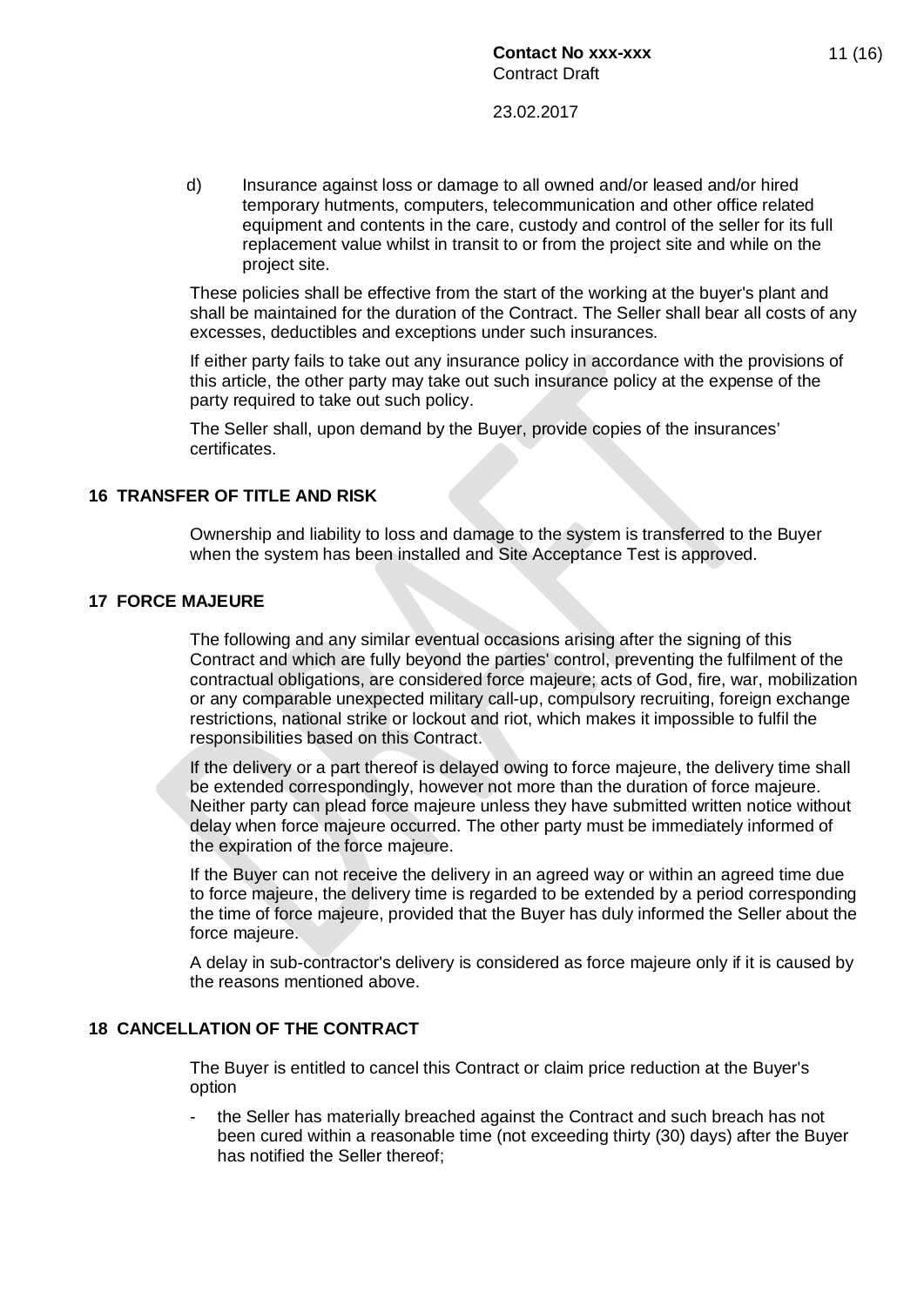d) Insurance against loss or damage to all owned and/or leased and/or hired temporary hutments, computers, telecommunication and other office related equipment and contents in the care, custody and control of the seller for its full replacement value whilst in transit to or from the project site and while on the project site.

These policies shall be effective from the start of the working at the buyer's plant and shall be maintained for the duration of the Contract. The Seller shall bear all costs of any excesses, deductibles and exceptions under such insurances.

If either party fails to take out any insurance policy in accordance with the provisions of this article, the other party may take out such insurance policy at the expense of the party required to take out such policy.

The Seller shall, upon demand by the Buyer, provide copies of the insurances' certificates.

## 16 TRANSFER OF TITLE AND RISK

Ownership and liability to loss and damage to the system is transferred to the Buyer when the system has been installed and Site Acceptance Test is approved.

## 17 FORCE MAJEURE

The following and any similar eventual occasions arising after the signing of this Contract and which are fully beyond the parties' control, preventing the fulfilment of the contractual obligations, are considered force majeure; acts of God, fire, war, mobilization or any comparable unexpected military call-up, compulsory recruiting, foreign exchange restrictions, national strike or lockout and riot, which makes it impossible to fulfil the responsibilities based on this Contract.

If the delivery or a part thereof is delayed owing to force majeure, the delivery time shall be extended correspondingly, however not more than the duration of force majeure. Neither party can plead force majeure unless they have submitted written notice without delay when force majeure occurred. The other party must be immediately informed of the expiration of the force majeure.

If the Buyer can not receive the delivery in an agreed way or within an agreed time due to force majeure, the delivery time is regarded to be extended by a period corresponding the time of force majeure, provided that the Buyer has duly informed the Seller about the force majeure.

A delay in sub-contractor's delivery is considered as force majeure only if it is caused by the reasons mentioned above.

## 18 CANCELLATION OF THE CONTRACT

The Buyer is entitled to cancel this Contract or claim price reduction at the Buyer's option

- the Seller has materially breached against the Contract and such breach has not been cured within a reasonable time (not exceeding thirty (30) days) after the Buyer has notified the Seller thereof;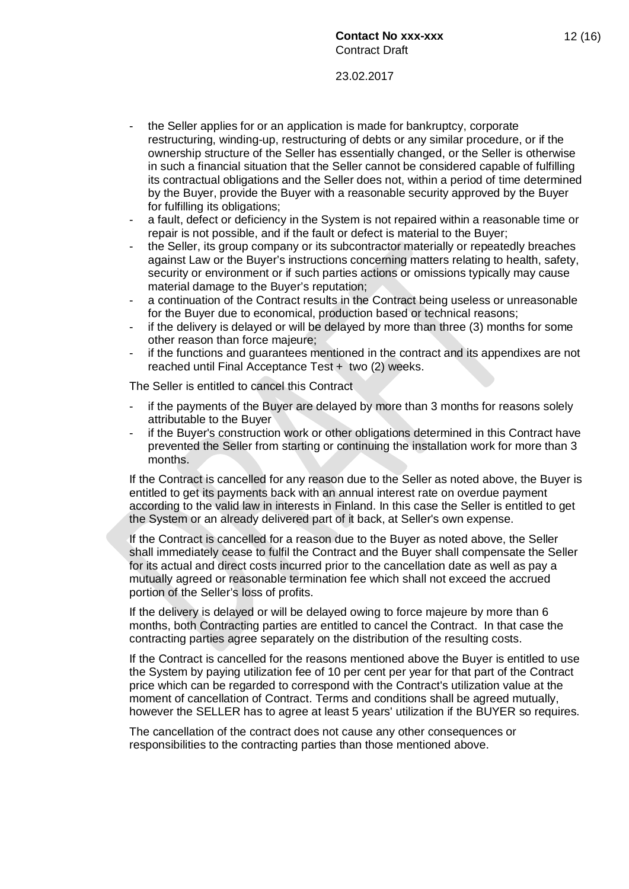- the Seller applies for or an application is made for bankruptcy, corporate restructuring, winding-up, restructuring of debts or any similar procedure, or if the ownership structure of the Seller has essentially changed, or the Seller is otherwise in such a financial situation that the Seller cannot be considered capable of fulfilling its contractual obligations and the Seller does not, within a period of time determined by the Buyer, provide the Buyer with a reasonable security approved by the Buyer for fulfilling its obligations;
- a fault, defect or deficiency in the System is not repaired within a reasonable time or repair is not possible, and if the fault or defect is material to the Buyer;
- the Seller, its group company or its subcontractor materially or repeatedly breaches against Law or the Buyer's instructions concerning matters relating to health, safety, security or environment or if such parties actions or omissions typically may cause material damage to the Buyer's reputation;
- a continuation of the Contract results in the Contract being useless or unreasonable for the Buyer due to economical, production based or technical reasons;
- if the delivery is delayed or will be delayed by more than three (3) months for some other reason than force majeure;
- if the functions and guarantees mentioned in the contract and its appendixes are not reached until Final Acceptance Test + two (2) weeks.

The Seller is entitled to cancel this Contract

- if the payments of the Buyer are delayed by more than 3 months for reasons solely attributable to the Buyer
- if the Buyer's construction work or other obligations determined in this Contract have prevented the Seller from starting or continuing the installation work for more than 3 months.

If the Contract is cancelled for any reason due to the Seller as noted above, the Buyer is entitled to get its payments back with an annual interest rate on overdue payment according to the valid law in interests in Finland. In this case the Seller is entitled to get the System or an already delivered part of it back, at Seller's own expense.

If the Contract is cancelled for a reason due to the Buyer as noted above, the Seller shall immediately cease to fulfil the Contract and the Buyer shall compensate the Seller for its actual and direct costs incurred prior to the cancellation date as well as pay a mutually agreed or reasonable termination fee which shall not exceed the accrued portion of the Seller's loss of profits.

If the delivery is delayed or will be delayed owing to force majeure by more than 6 months, both Contracting parties are entitled to cancel the Contract. In that case the contracting parties agree separately on the distribution of the resulting costs.

If the Contract is cancelled for the reasons mentioned above the Buyer is entitled to use the System by paying utilization fee of 10 per cent per year for that part of the Contract price which can be regarded to correspond with the Contract's utilization value at the moment of cancellation of Contract. Terms and conditions shall be agreed mutually, however the SELLER has to agree at least 5 years' utilization if the BUYER so requires.

The cancellation of the contract does not cause any other consequences or responsibilities to the contracting parties than those mentioned above.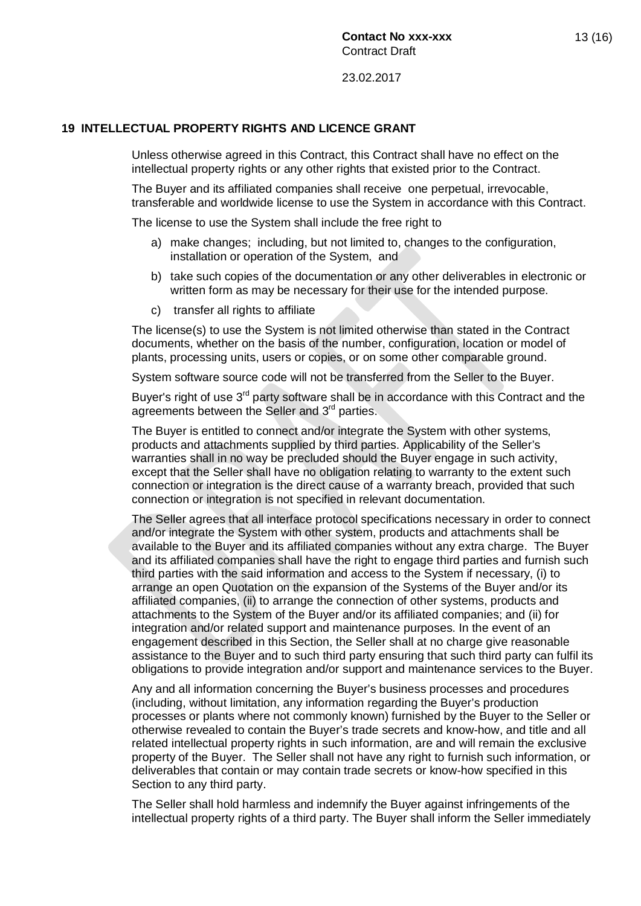## 19 INTELLECTUAL PROPERTY RIGHTS AND LICENCE GRANT

Unless otherwise agreed in this Contract, this Contract shall have no effect on the intellectual property rights or any other rights that existed prior to the Contract.

The Buyer and its affiliated companies shall receive one perpetual, irrevocable, transferable and worldwide license to use the System in accordance with this Contract.

The license to use the System shall include the free right to

a) make changes; including, but not limited to, changes to the configuration, installation or operation of the System, and

b) take such copies of the documentation or any other deliverables in electronic or written form as may be necessary for their use for the intended purpose.

c) transfer all rights to affiliate

The license(s) to use the System is not limited otherwise than stated in the Contract documents, whether on the basis of the number, configuration, location or model of plants, processing units, users or copies, or on some other comparable ground.

System software source code will not be transferred from the Seller to the Buyer.

Buyer's right of use 3rd party software shall be in accordance with this Contract and the agreements between the Seller and 3rd parties.

The Buyer is entitled to connect and/or integrate the System with other systems, products and attachments supplied by third parties. Applicability of the Seller's warranties shall in no way be precluded should the Buyer engage in such activity, except that the Seller shall have no obligation relating to warranty to the extent such connection or integration is the direct cause of a warranty breach, provided that such connection or integration is not specified in relevant documentation.

The Seller agrees that all interface protocol specifications necessary in order to connect and/or integrate the System with other system, products and attachments shall be available to the Buyer and its affiliated companies without any extra charge. The Buyer and its affiliated companies shall have the right to engage third parties and furnish such third parties with the said information and access to the System if necessary, (i) to arrange an open Quotation on the expansion of the Systems of the Buyer and/or its affiliated companies, (ii) to arrange the connection of other systems, products and attachments to the System of the Buyer and/or its affiliated companies; and (ii) for integration and/or related support and maintenance purposes. In the event of an engagement described in this Section, the Seller shall at no charge give reasonable assistance to the Buyer and to such third party ensuring that such third party can fulfil its obligations to provide integration and/or support and maintenance services to the Buyer.

Any and all information concerning the Buyer's business processes and procedures (including, without limitation, any information regarding the Buyer's production processes or plants where not commonly known) furnished by the Buyer to the Seller or otherwise revealed to contain the Buyer's trade secrets and know-how, and title and all related intellectual property rights in such information, are and will remain the exclusive property of the Buyer. The Seller shall not have any right to furnish such information, or deliverables that contain or may contain trade secrets or know-how specified in this Section to any third party.

The Seller shall hold harmless and indemnify the Buyer against infringements of the intellectual property rights of a third party. The Buyer shall inform the Seller immediately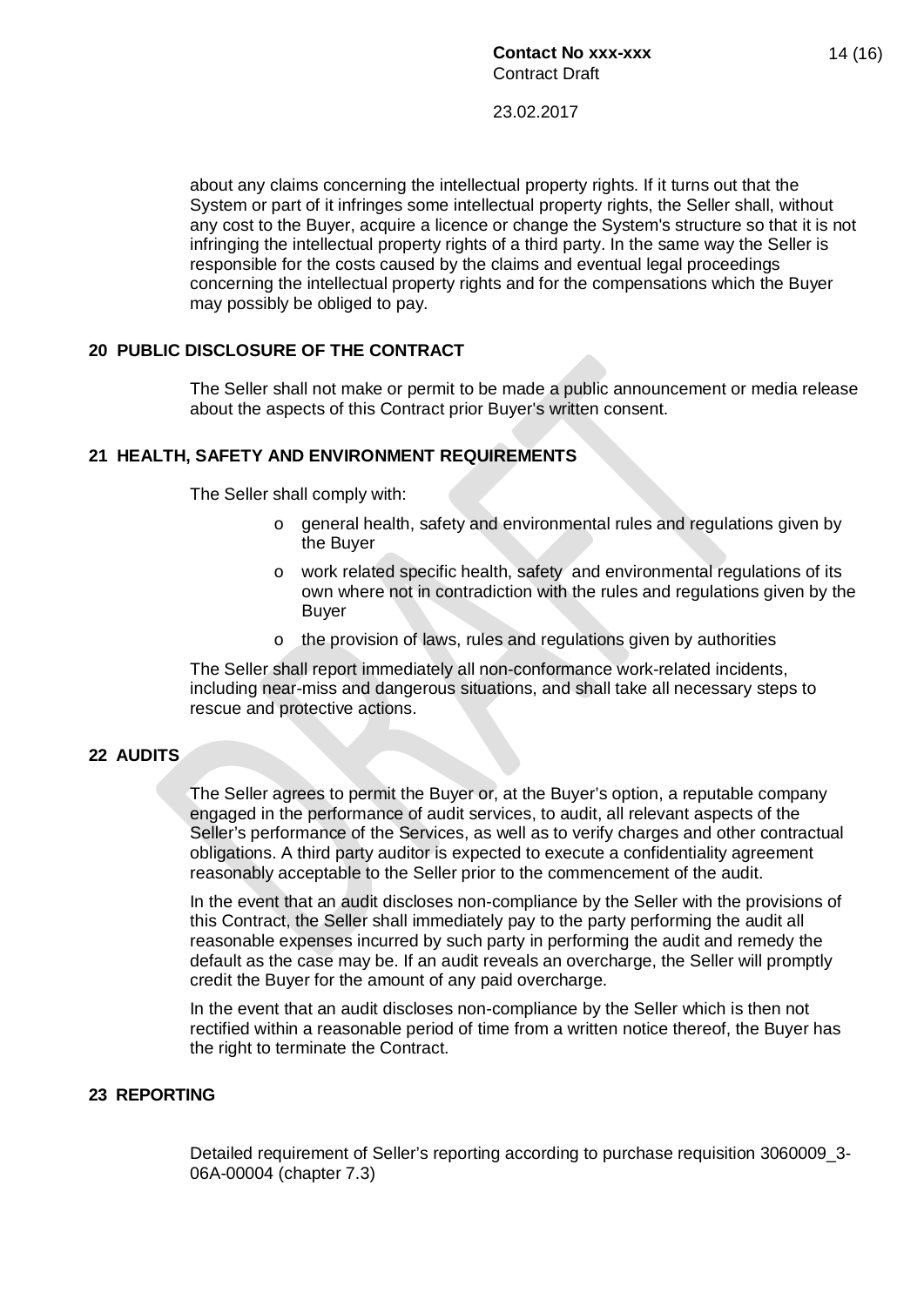about any claims concerning the intellectual property rights. If it turns out that the System or part of it infringes some intellectual property rights, the Seller shall, without any cost to the Buyer, acquire a licence or change the System's structure so that it is not infringing the intellectual property rights of a third party. In the same way the Seller is responsible for the costs caused by the claims and eventual legal proceedings concerning the intellectual property rights and for the compensations which the Buyer may possibly be obliged to pay.

## 20 PUBLIC DISCLOSURE OF THE CONTRACT

The Seller shall not make or permit to be made a public announcement or media release about the aspects of this Contract prior Buyer's written consent.

## 21 HEALTH, SAFETY AND ENVIRONMENT REQUIREMENTS

The Seller shall comply with:

- general health, safety and environmental rules and regulations given by the Buyer
- work related specific health, safety and environmental regulations of its own where not in contradiction with the rules and regulations given by the Buyer
- the provision of laws, rules and regulations given by authorities

The Seller shall report immediately all non-conformance work-related incidents, including near-miss and dangerous situations, and shall take all necessary steps to rescue and protective actions.

## 22 AUDITS

The Seller agrees to permit the Buyer or, at the Buyer's option, a reputable company engaged in the performance of audit services, to audit, all relevant aspects of the Seller's performance of the Services, as well as to verify charges and other contractual obligations. A third party auditor is expected to execute a confidentiality agreement reasonably acceptable to the Seller prior to the commencement of the audit.

In the event that an audit discloses non-compliance by the Seller with the provisions of this Contract, the Seller shall immediately pay to the party performing the audit all reasonable expenses incurred by such party in performing the audit and remedy the default as the case may be. If an audit reveals an overcharge, the Seller will promptly credit the Buyer for the amount of any paid overcharge.

In the event that an audit discloses non-compliance by the Seller which is then not rectified within a reasonable period of time from a written notice thereof, the Buyer has the right to terminate the Contract.

## 23 REPORTING

Detailed requirement of Seller's reporting according to purchase requisition 3060009_3-06A-00004 (chapter 7.3)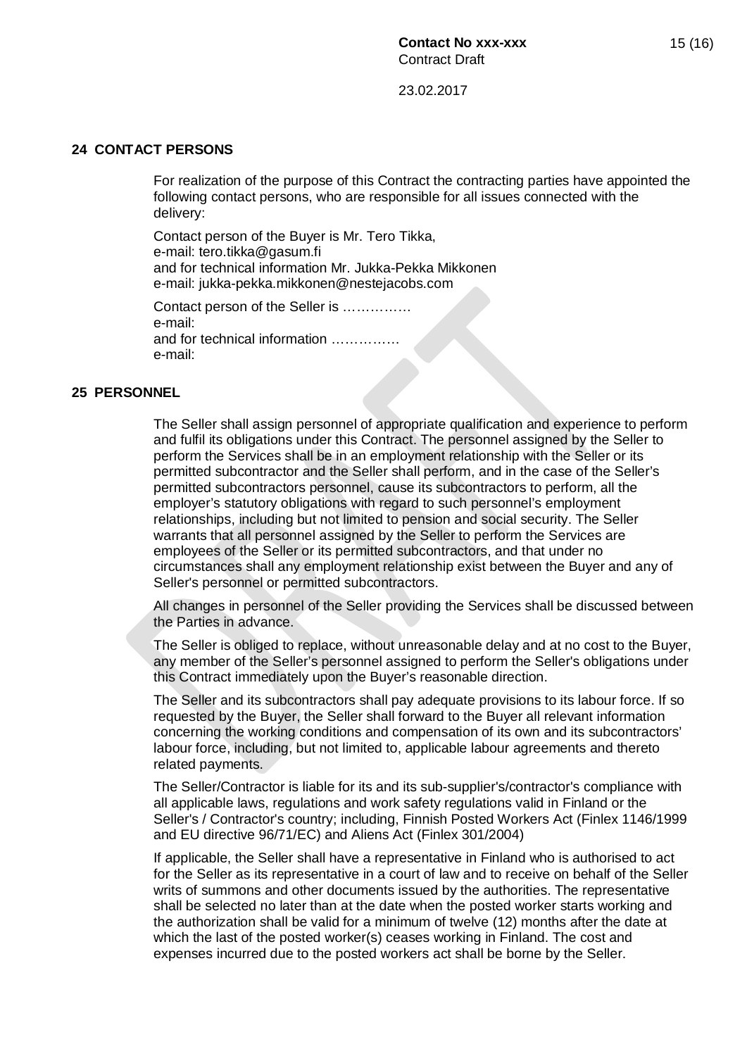## 24 CONTACT PERSONS

For realization of the purpose of this Contract the contracting parties have appointed the following contact persons, who are responsible for all issues connected with the delivery:

Contact person of the Buyer is Mr. Tero Tikka,
e-mail: tero.tikka@gasum.fi
and for technical information Mr. Jukka-Pekka Mikkonen
e-mail: jukka-pekka.mikkonen@nestejacobs.com

Contact person of the Seller is ……………
e-mail:
and for technical information ……………
e-mail:

## 25 PERSONNEL

The Seller shall assign personnel of appropriate qualification and experience to perform and fulfil its obligations under this Contract. The personnel assigned by the Seller to perform the Services shall be in an employment relationship with the Seller or its permitted subcontractor and the Seller shall perform, and in the case of the Seller's permitted subcontractors personnel, cause its subcontractors to perform, all the employer's statutory obligations with regard to such personnel's employment relationships, including but not limited to pension and social security. The Seller warrants that all personnel assigned by the Seller to perform the Services are employees of the Seller or its permitted subcontractors, and that under no circumstances shall any employment relationship exist between the Buyer and any of Seller's personnel or permitted subcontractors.

All changes in personnel of the Seller providing the Services shall be discussed between the Parties in advance.

The Seller is obliged to replace, without unreasonable delay and at no cost to the Buyer, any member of the Seller's personnel assigned to perform the Seller's obligations under this Contract immediately upon the Buyer's reasonable direction.

The Seller and its subcontractors shall pay adequate provisions to its labour force. If so requested by the Buyer, the Seller shall forward to the Buyer all relevant information concerning the working conditions and compensation of its own and its subcontractors' labour force, including, but not limited to, applicable labour agreements and thereto related payments.

The Seller/Contractor is liable for its and its sub-supplier's/contractor's compliance with all applicable laws, regulations and work safety regulations valid in Finland or the Seller's / Contractor's country; including, Finnish Posted Workers Act (Finlex 1146/1999 and EU directive 96/71/EC) and Aliens Act (Finlex 301/2004)

If applicable, the Seller shall have a representative in Finland who is authorised to act for the Seller as its representative in a court of law and to receive on behalf of the Seller writs of summons and other documents issued by the authorities. The representative shall be selected no later than at the date when the posted worker starts working and the authorization shall be valid for a minimum of twelve (12) months after the date at which the last of the posted worker(s) ceases working in Finland. The cost and expenses incurred due to the posted workers act shall be borne by the Seller.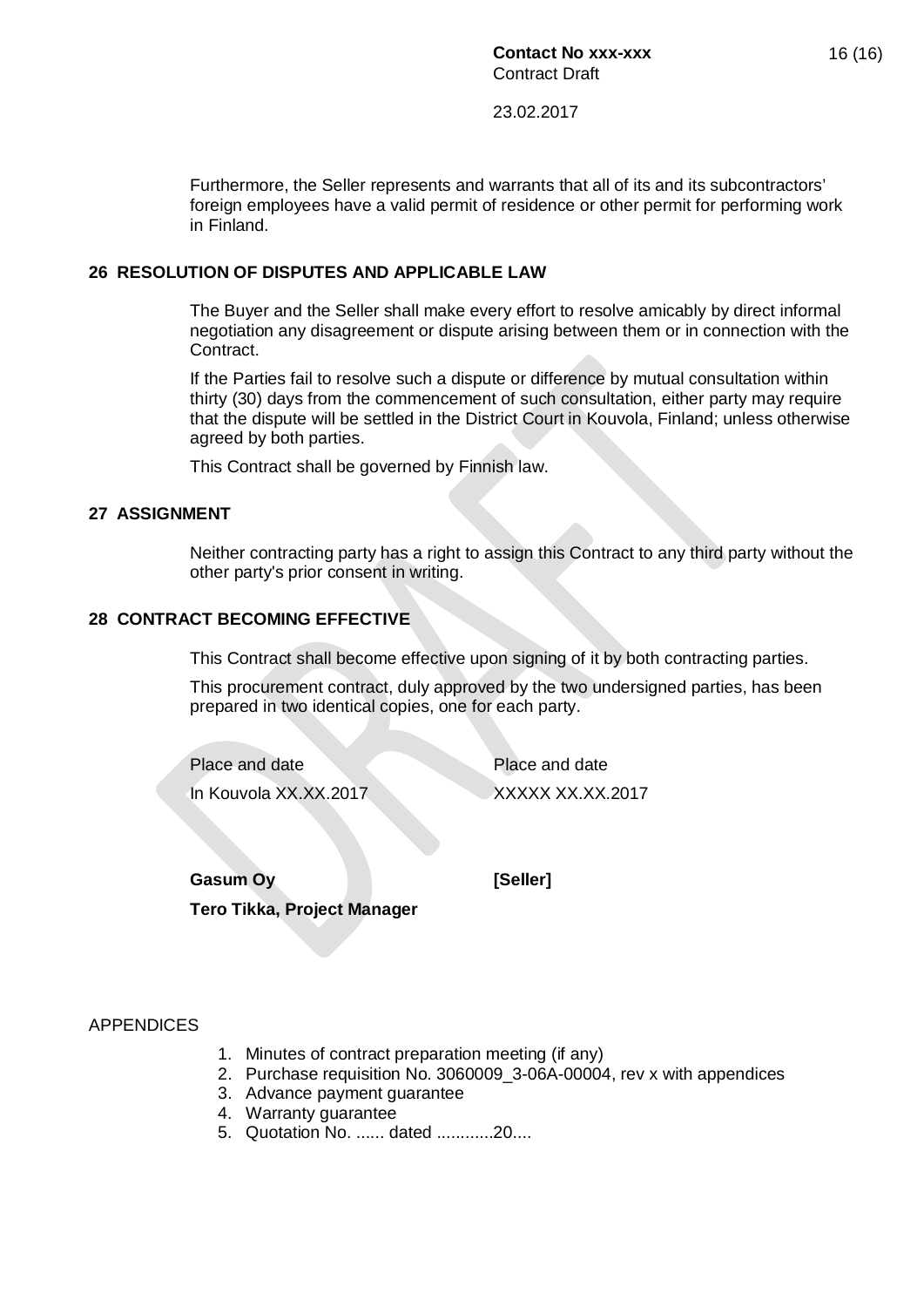Furthermore, the Seller represents and warrants that all of its and its subcontractors' foreign employees have a valid permit of residence or other permit for performing work in Finland.

## 26 RESOLUTION OF DISPUTES AND APPLICABLE LAW

The Buyer and the Seller shall make every effort to resolve amicably by direct informal negotiation any disagreement or dispute arising between them or in connection with the Contract.

If the Parties fail to resolve such a dispute or difference by mutual consultation within thirty (30) days from the commencement of such consultation, either party may require that the dispute will be settled in the District Court in Kouvola, Finland; unless otherwise agreed by both parties.

This Contract shall be governed by Finnish law.

## 27 ASSIGNMENT

Neither contracting party has a right to assign this Contract to any third party without the other party's prior consent in writing.

## 28 CONTRACT BECOMING EFFECTIVE

This Contract shall become effective upon signing of it by both contracting parties.

This procurement contract, duly approved by the two undersigned parties, has been prepared in two identical copies, one for each party.

| | |
|---|---|
| Place and date | Place and date |
| In Kouvola XX.XX.2017 | XXXXX XX.XX.2017 |
| **Gasum Oy** | **[Seller]** |
| **Tero Tikka, Project Manager** | |

APPENDICES

1. Minutes of contract preparation meeting (if any)
2. Purchase requisition No. 3060009_3-06A-00004, rev x with appendices
3. Advance payment guarantee
4. Warranty guarantee
5. Quotation No. ...... dated ...........20....